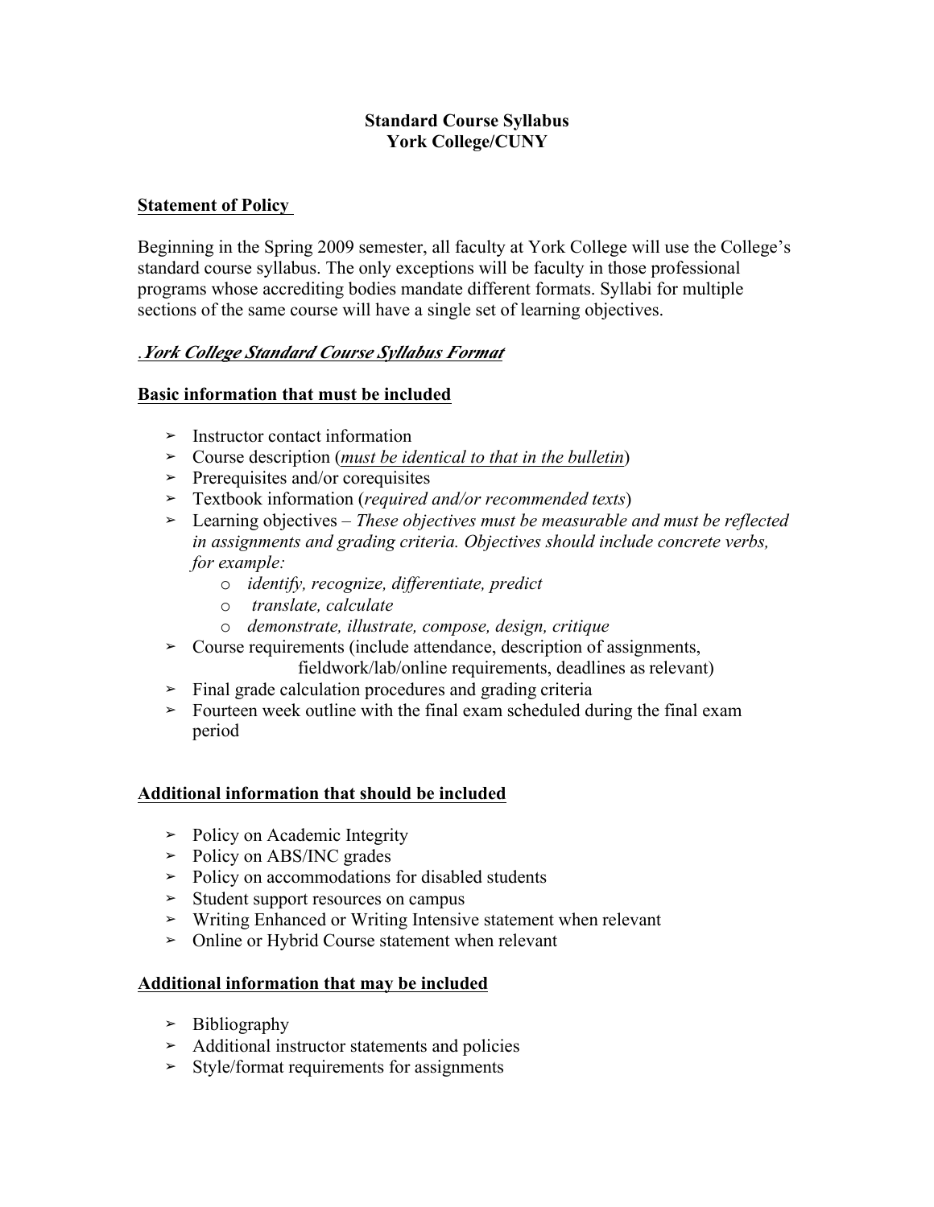**Standard Course Syllabus**
**York College/CUNY**

**Statement of Policy**

Beginning in the Spring 2009 semester, all faculty at York College will use the College's standard course syllabus. The only exceptions will be faculty in those professional programs whose accrediting bodies mandate different formats. Syllabi for multiple sections of the same course will have a single set of learning objectives.

*.York College Standard Course Syllabus Format*

**Basic information that must be included**

- Instructor contact information
- Course description (*must be identical to that in the bulletin*)
- Prerequisites and/or corequisites
- Textbook information (*required and/or recommended texts*)
- Learning objectives – *These objectives must be measurable and must be reflected in assignments and grading criteria. Objectives should include concrete verbs, for example:*
    - *identify, recognize, differentiate, predict*
    - *translate, calculate*
    - *demonstrate, illustrate, compose, design, critique*
- Course requirements (include attendance, description of assignments, fieldwork/lab/online requirements, deadlines as relevant)
- Final grade calculation procedures and grading criteria
- Fourteen week outline with the final exam scheduled during the final exam period

**Additional information that should be included**

- Policy on Academic Integrity
- Policy on ABS/INC grades
- Policy on accommodations for disabled students
- Student support resources on campus
- Writing Enhanced or Writing Intensive statement when relevant
- Online or Hybrid Course statement when relevant

**Additional information that may be included**

- Bibliography
- Additional instructor statements and policies
- Style/format requirements for assignments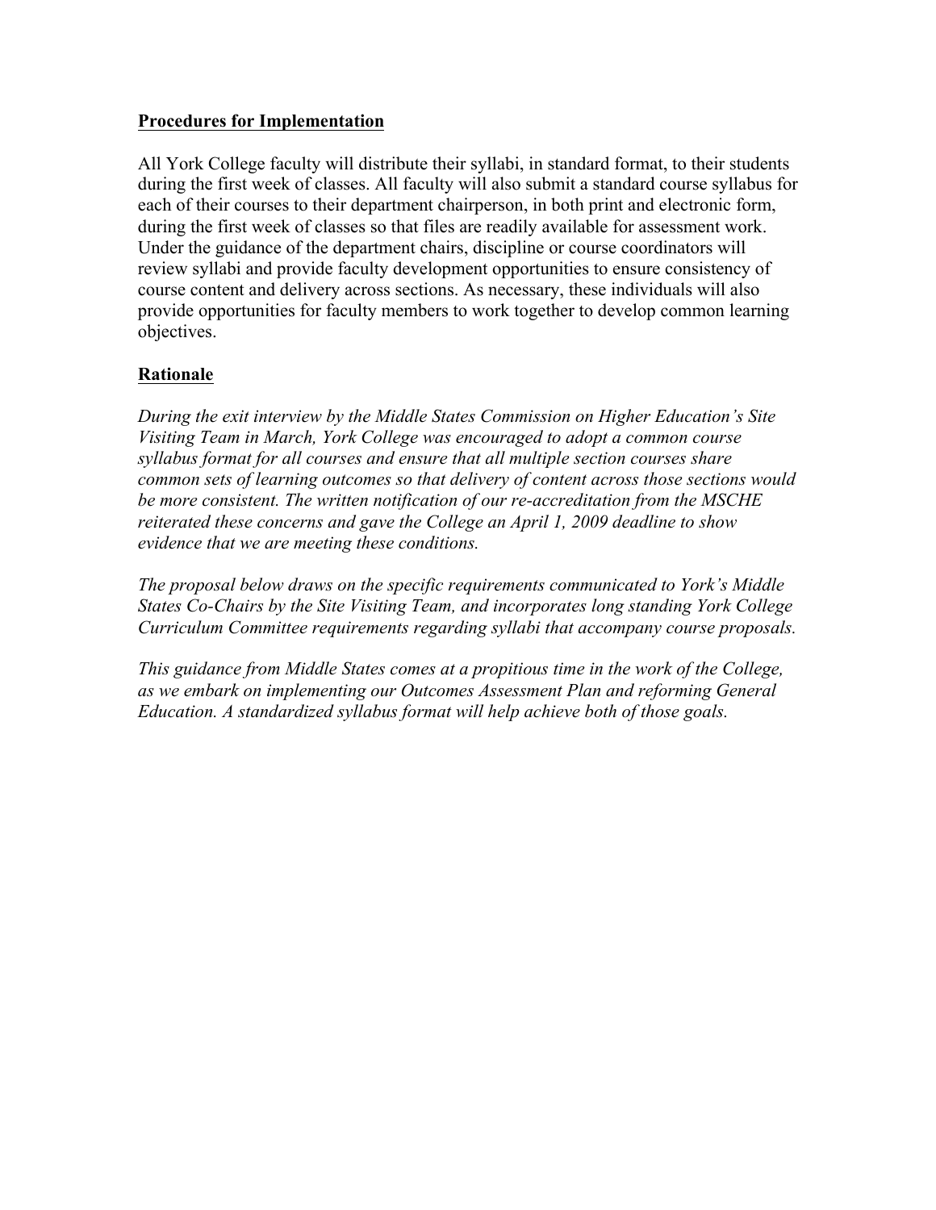**Procedures for Implementation**

All York College faculty will distribute their syllabi, in standard format, to their students during the first week of classes. All faculty will also submit a standard course syllabus for each of their courses to their department chairperson, in both print and electronic form, during the first week of classes so that files are readily available for assessment work. Under the guidance of the department chairs, discipline or course coordinators will review syllabi and provide faculty development opportunities to ensure consistency of course content and delivery across sections. As necessary, these individuals will also provide opportunities for faculty members to work together to develop common learning objectives.

**Rationale**

*During the exit interview by the Middle States Commission on Higher Education's Site Visiting Team in March, York College was encouraged to adopt a common course syllabus format for all courses and ensure that all multiple section courses share common sets of learning outcomes so that delivery of content across those sections would be more consistent. The written notification of our re-accreditation from the MSCHE reiterated these concerns and gave the College an April 1, 2009 deadline to show evidence that we are meeting these conditions.*

*The proposal below draws on the specific requirements communicated to York's Middle States Co-Chairs by the Site Visiting Team, and incorporates long standing York College Curriculum Committee requirements regarding syllabi that accompany course proposals.*

*This guidance from Middle States comes at a propitious time in the work of the College, as we embark on implementing our Outcomes Assessment Plan and reforming General Education. A standardized syllabus format will help achieve both of those goals.*